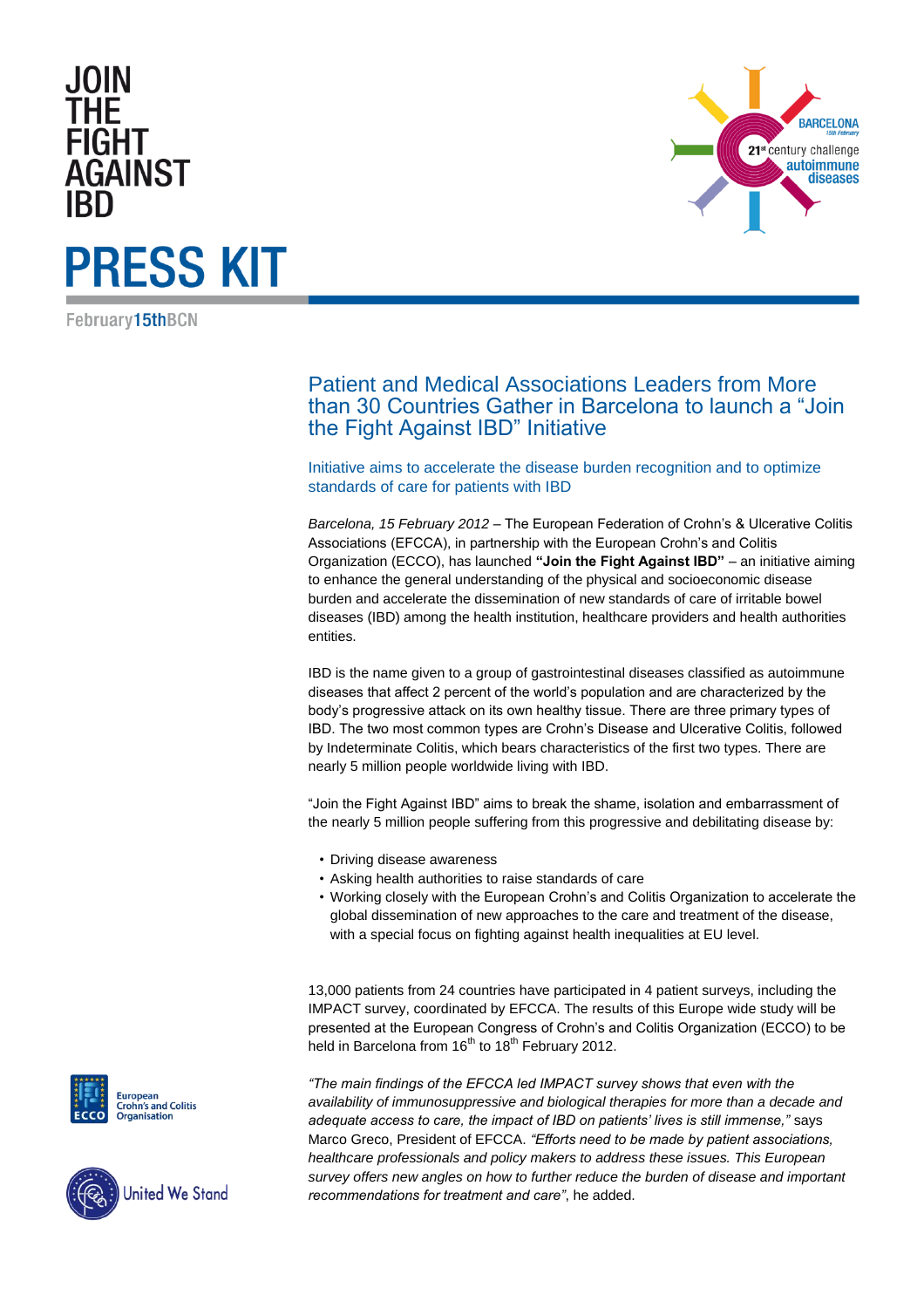# JOIN THE FIGHT AGAINST IBD

# PRESS KIT

February15thBCN

BARCELONA
15th February
21st century challenge
autoimmune diseases

## Patient and Medical Associations Leaders from More than 30 Countries Gather in Barcelona to launch a "Join the Fight Against IBD" Initiative

### Initiative aims to accelerate the disease burden recognition and to optimize standards of care for patients with IBD

*Barcelona, 15 February 2012* – The European Federation of Crohn's & Ulcerative Colitis Associations (EFCCA), in partnership with the European Crohn's and Colitis Organization (ECCO), has launched **"Join the Fight Against IBD"** – an initiative aiming to enhance the general understanding of the physical and socioeconomic disease burden and accelerate the dissemination of new standards of care of irritable bowel diseases (IBD) among the health institution, healthcare providers and health authorities entities.

IBD is the name given to a group of gastrointestinal diseases classified as autoimmune diseases that affect 2 percent of the world's population and are characterized by the body's progressive attack on its own healthy tissue. There are three primary types of IBD. The two most common types are Crohn's Disease and Ulcerative Colitis, followed by Indeterminate Colitis, which bears characteristics of the first two types. There are nearly 5 million people worldwide living with IBD.

"Join the Fight Against IBD" aims to break the shame, isolation and embarrassment of the nearly 5 million people suffering from this progressive and debilitating disease by:

- Driving disease awareness
- Asking health authorities to raise standards of care
- Working closely with the European Crohn's and Colitis Organization to accelerate the global dissemination of new approaches to the care and treatment of the disease, with a special focus on fighting against health inequalities at EU level.

13,000 patients from 24 countries have participated in 4 patient surveys, including the IMPACT survey, coordinated by EFCCA. The results of this Europe wide study will be presented at the European Congress of Crohn's and Colitis Organization (ECCO) to be held in Barcelona from 16th to 18th February 2012.

*"The main findings of the EFCCA led IMPACT survey shows that even with the availability of immunosuppressive and biological therapies for more than a decade and adequate access to care, the impact of IBD on patients' lives is still immense,"* says Marco Greco, President of EFCCA. *"Efforts need to be made by patient associations, healthcare professionals and policy makers to address these issues. This European survey offers new angles on how to further reduce the burden of disease and important recommendations for treatment and care"*, he added.

ECCO European Crohn's and Colitis Organisation

United We Stand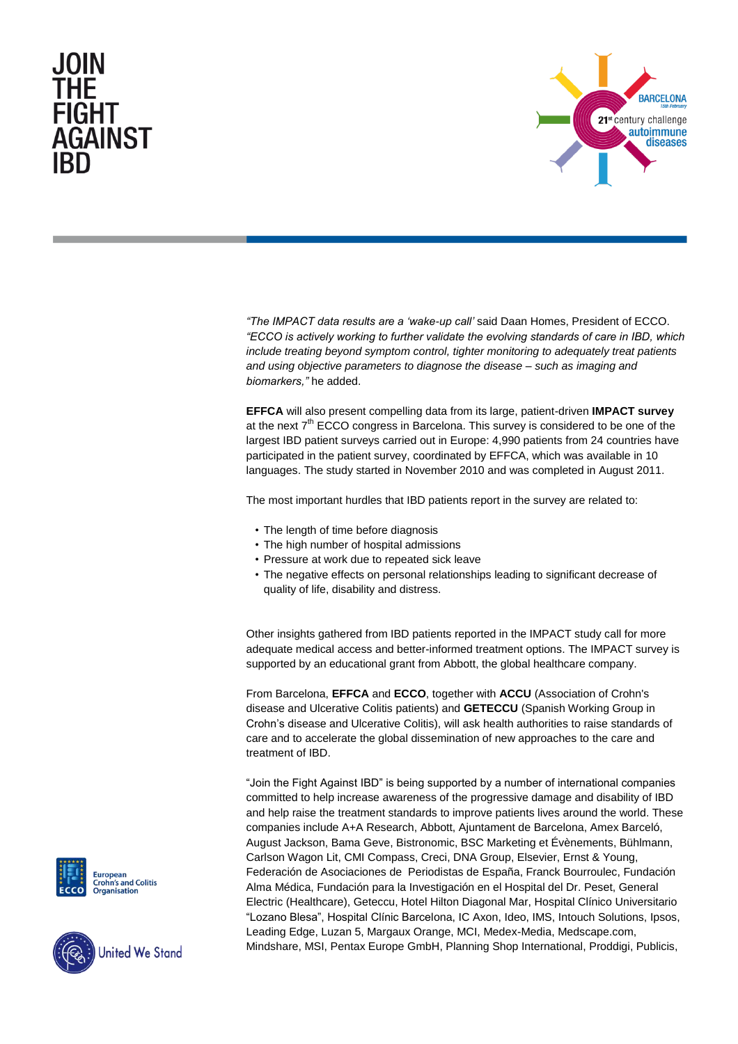*"The IMPACT data results are a 'wake-up call'* said Daan Homes, President of ECCO. *"ECCO is actively working to further validate the evolving standards of care in IBD, which include treating beyond symptom control, tighter monitoring to adequately treat patients and using objective parameters to diagnose the disease – such as imaging and biomarkers,"* he added.

**EFFCA** will also present compelling data from its large, patient-driven **IMPACT survey** at the next 7th ECCO congress in Barcelona. This survey is considered to be one of the largest IBD patient surveys carried out in Europe: 4,990 patients from 24 countries have participated in the patient survey, coordinated by EFFCA, which was available in 10 languages. The study started in November 2010 and was completed in August 2011.

The most important hurdles that IBD patients report in the survey are related to:

- The length of time before diagnosis
- The high number of hospital admissions
- Pressure at work due to repeated sick leave
- The negative effects on personal relationships leading to significant decrease of quality of life, disability and distress.

Other insights gathered from IBD patients reported in the IMPACT study call for more adequate medical access and better-informed treatment options. The IMPACT survey is supported by an educational grant from Abbott, the global healthcare company.

From Barcelona, **EFFCA** and **ECCO**, together with **ACCU** (Association of Crohn's disease and Ulcerative Colitis patients) and **GETECCU** (Spanish Working Group in Crohn's disease and Ulcerative Colitis), will ask health authorities to raise standards of care and to accelerate the global dissemination of new approaches to the care and treatment of IBD.

"Join the Fight Against IBD" is being supported by a number of international companies committed to help increase awareness of the progressive damage and disability of IBD and help raise the treatment standards to improve patients lives around the world. These companies include A+A Research, Abbott, Ajuntament de Barcelona, Amex Barceló, August Jackson, Bama Geve, Bistronomic, BSC Marketing et Évènements, Bühlmann, Carlson Wagon Lit, CMI Compass, Creci, DNA Group, Elsevier, Ernst & Young, Federación de Asociaciones de Periodistas de España, Franck Bourroulec, Fundación Alma Médica, Fundación para la Investigación en el Hospital del Dr. Peset, General Electric (Healthcare), Geteccu, Hotel Hilton Diagonal Mar, Hospital Clínico Universitario "Lozano Blesa", Hospital Clínic Barcelona, IC Axon, Ideo, IMS, Intouch Solutions, Ipsos, Leading Edge, Luzan 5, Margaux Orange, MCI, Medex-Media, Medscape.com, Mindshare, MSI, Pentax Europe GmbH, Planning Shop International, Proddigi, Publicis,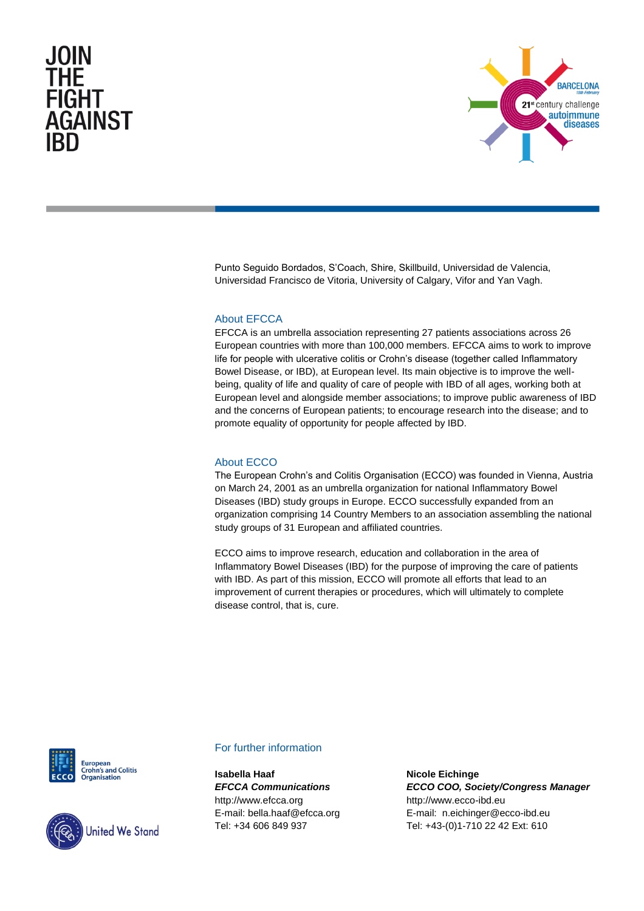JOIN THE FIGHT AGAINST IBD

BARCELONA
15th February
21st century challenge autoimmune diseases

Punto Seguido Bordados, S'Coach, Shire, Skillbuild, Universidad de Valencia, Universidad Francisco de Vitoria, University of Calgary, Vifor and Yan Vagh.

## About EFCCA

EFCCA is an umbrella association representing 27 patients associations across 26 European countries with more than 100,000 members. EFCCA aims to work to improve life for people with ulcerative colitis or Crohn's disease (together called Inflammatory Bowel Disease, or IBD), at European level. Its main objective is to improve the well-being, quality of life and quality of care of people with IBD of all ages, working both at European level and alongside member associations; to improve public awareness of IBD and the concerns of European patients; to encourage research into the disease; and to promote equality of opportunity for people affected by IBD.

## About ECCO

The European Crohn's and Colitis Organisation (ECCO) was founded in Vienna, Austria on March 24, 2001 as an umbrella organization for national Inflammatory Bowel Diseases (IBD) study groups in Europe. ECCO successfully expanded from an organization comprising 14 Country Members to an association assembling the national study groups of 31 European and affiliated countries.

ECCO aims to improve research, education and collaboration in the area of Inflammatory Bowel Diseases (IBD) for the purpose of improving the care of patients with IBD. As part of this mission, ECCO will promote all efforts that lead to an improvement of current therapies or procedures, which will ultimately to complete disease control, that is, cure.

European Crohn's and Colitis Organisation

United We Stand

## For further information

**Isabella Haaf**
***EFCCA Communications***
http://www.efcca.org
E-mail: bella.haaf@efcca.org
Tel: +34 606 849 937

**Nicole Eichinge**
***ECCO COO, Society/Congress Manager***
http://www.ecco-ibd.eu
E-mail: n.eichinger@ecco-ibd.eu
Tel: +43-(0)1-710 22 42 Ext: 610